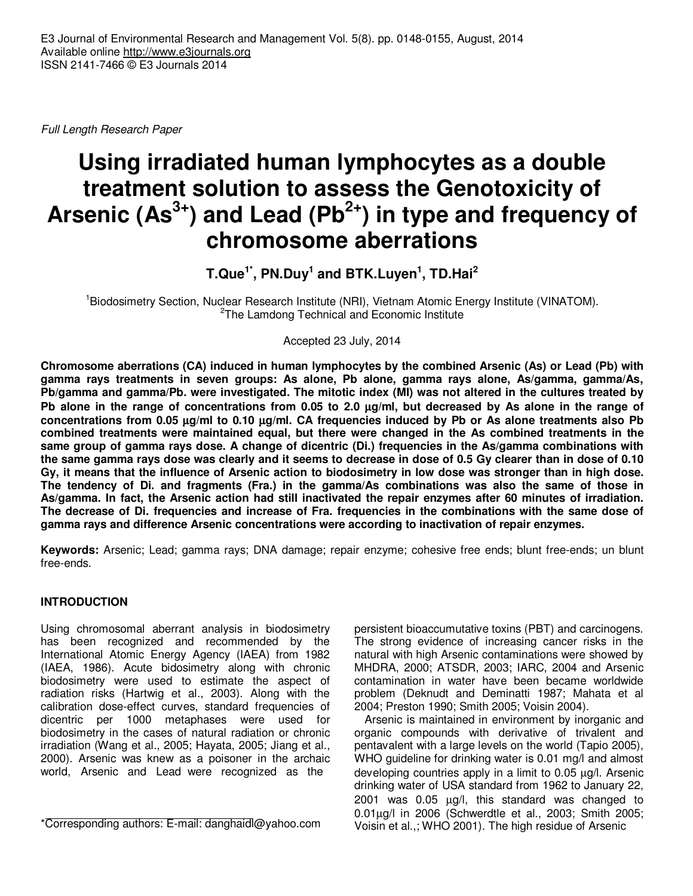*Full Length Research Paper*

# Using irradiated human lymphocytes as a double treatment solution to assess the Genotoxicity of Arsenic ($As^{3+}$) and Lead ($Pb^{2+}$) in type and frequency of chromosome aberrations

**T.Que[1*], PN.Duy[1] and BTK.Luyen[1], TD.Hai[2]**

[1]Biodosimetry Section, Nuclear Research Institute (NRI), Vietnam Atomic Energy Institute (VINATOM).
[2]The Lamdong Technical and Economic Institute

Accepted 23 July, 2014

**Chromosome aberrations (CA) induced in human lymphocytes by the combined Arsenic (As) or Lead (Pb) with gamma rays treatments in seven groups: As alone, Pb alone, gamma rays alone, As/gamma, gamma/As, Pb/gamma and gamma/Pb. were investigated. The mitotic index (MI) was not altered in the cultures treated by Pb alone in the range of concentrations from 0.05 to 2.0 µg/ml, but decreased by As alone in the range of concentrations from 0.05 µg/ml to 0.10 µg/ml. CA frequencies induced by Pb or As alone treatments also Pb combined treatments were maintained equal, but there were changed in the As combined treatments in the same group of gamma rays dose. A change of dicentric (Di.) frequencies in the As/gamma combinations with the same gamma rays dose was clearly and it seems to decrease in dose of 0.5 Gy clearer than in dose of 0.10 Gy, it means that the influence of Arsenic action to biodosimetry in low dose was stronger than in high dose. The tendency of Di. and fragments (Fra.) in the gamma/As combinations was also the same of those in As/gamma. In fact, the Arsenic action had still inactivated the repair enzymes after 60 minutes of irradiation. The decrease of Di. frequencies and increase of Fra. frequencies in the combinations with the same dose of gamma rays and difference Arsenic concentrations were according to inactivation of repair enzymes.**

**Keywords:** Arsenic; Lead; gamma rays; DNA damage; repair enzyme; cohesive free ends; blunt free-ends; un blunt free-ends.

## INTRODUCTION

Using chromosomal aberrant analysis in biodosimetry has been recognized and recommended by the International Atomic Energy Agency (IAEA) from 1982 (IAEA, 1986). Acute bidosimetry along with chronic biodosimetry were used to estimate the aspect of radiation risks (Hartwig et al., 2003). Along with the calibration dose-effect curves, standard frequencies of dicentric per 1000 metaphases were used for biodosimetry in the cases of natural radiation or chronic irradiation (Wang et al., 2005; Hayata, 2005; Jiang et al., 2000). Arsenic was knew as a poisoner in the archaic world, Arsenic and Lead were recognized as the persistent bioaccumutative toxins (PBT) and carcinogens. The strong evidence of increasing cancer risks in the natural with high Arsenic contaminations were showed by MHDRA, 2000; ATSDR, 2003; IARC, 2004 and Arsenic contamination in water have been became worldwide problem (Deknudt and Deminatti 1987; Mahata et al 2004; Preston 1990; Smith 2005; Voisin 2004).

Arsenic is maintained in environment by inorganic and organic compounds with derivative of trivalent and pentavalent with a large levels on the world (Tapio 2005), WHO guideline for drinking water is 0.01 mg/l and almost developing countries apply in a limit to 0.05 µg/l. Arsenic drinking water of USA standard from 1962 to January 22, 2001 was 0.05 µg/l, this standard was changed to 0.01µg/l in 2006 (Schwerdtle et al., 2003; Smith 2005; Voisin et al.,; WHO 2001). The high residue of Arsenic

*Corresponding authors: E-mail: danghaidl@yahoo.com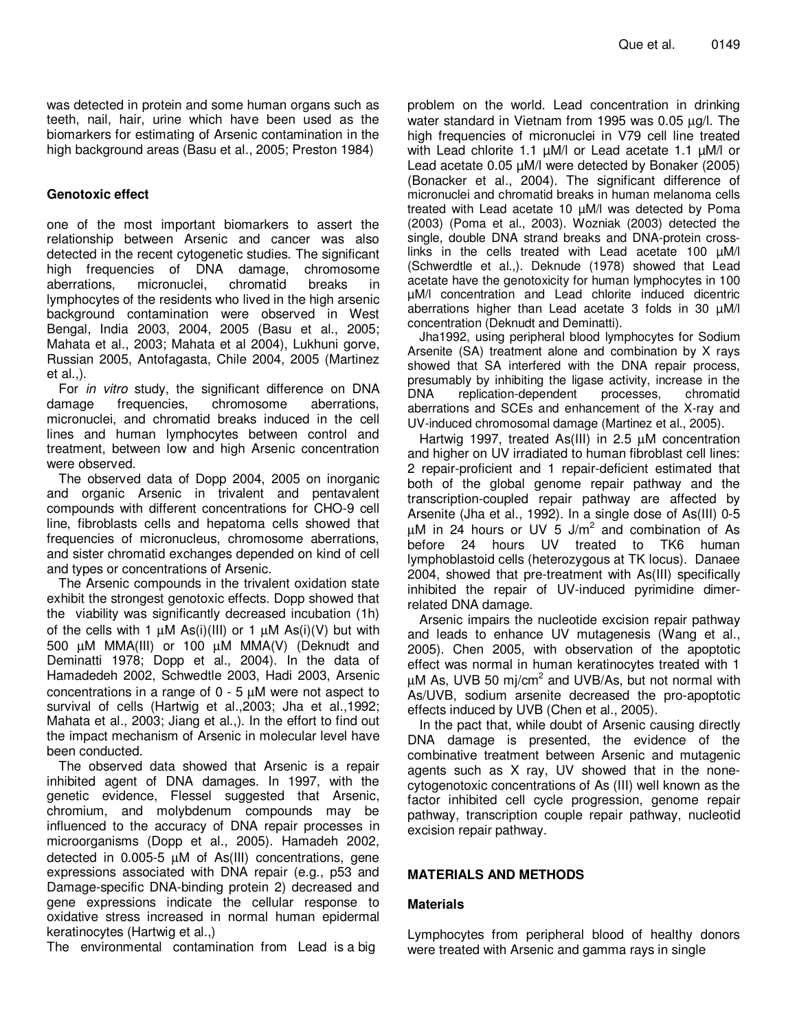was detected in protein and some human organs such as teeth, nail, hair, urine which have been used as the biomarkers for estimating of Arsenic contamination in the high background areas (Basu et al., 2005; Preston 1984)

### Genotoxic effect

one of the most important biomarkers to assert the relationship between Arsenic and cancer was also detected in the recent cytogenetic studies. The significant high frequencies of DNA damage, chromosome aberrations, micronuclei, chromatid breaks in lymphocytes of the residents who lived in the high arsenic background contamination were observed in West Bengal, India 2003, 2004, 2005 (Basu et al., 2005; Mahata et al., 2003; Mahata et al 2004), Lukhuni gorve, Russian 2005, Antofagasta, Chile 2004, 2005 (Martinez et al.,).

For *in vitro* study, the significant difference on DNA damage frequencies, chromosome aberrations, micronuclei, and chromatid breaks induced in the cell lines and human lymphocytes between control and treatment, between low and high Arsenic concentration were observed.

The observed data of Dopp 2004, 2005 on inorganic and organic Arsenic in trivalent and pentavalent compounds with different concentrations for CHO-9 cell line, fibroblasts cells and hepatoma cells showed that frequencies of micronucleus, chromosome aberrations, and sister chromatid exchanges depended on kind of cell and types or concentrations of Arsenic.

The Arsenic compounds in the trivalent oxidation state exhibit the strongest genotoxic effects. Dopp showed that the viability was significantly decreased incubation (1h) of the cells with 1 µM As(i)(III) or 1 µM As(i)(V) but with 500 µM MMA(III) or 100 µM MMA(V) (Deknudt and Deminatti 1978; Dopp et al., 2004). In the data of Hamadedeh 2002, Schwedtle 2003, Hadi 2003, Arsenic concentrations in a range of 0 - 5 µM were not aspect to survival of cells (Hartwig et al.,2003; Jha et al.,1992; Mahata et al., 2003; Jiang et al.,). In the effort to find out the impact mechanism of Arsenic in molecular level have been conducted.

The observed data showed that Arsenic is a repair inhibited agent of DNA damages. In 1997, with the genetic evidence, Flessel suggested that Arsenic, chromium, and molybdenum compounds may be influenced to the accuracy of DNA repair processes in microorganisms (Dopp et al., 2005). Hamadeh 2002, detected in 0.005-5 µM of As(III) concentrations, gene expressions associated with DNA repair (e.g., p53 and Damage-specific DNA-binding protein 2) decreased and gene expressions indicate the cellular response to oxidative stress increased in normal human epidermal keratinocytes (Hartwig et al.,)

The environmental contamination from Lead is a big problem on the world. Lead concentration in drinking water standard in Vietnam from 1995 was 0.05 µg/l. The high frequencies of micronuclei in V79 cell line treated with Lead chlorite 1.1 µM/l or Lead acetate 1.1 µM/l or Lead acetate 0.05 µM/l were detected by Bonaker (2005) (Bonacker et al., 2004). The significant difference of micronuclei and chromatid breaks in human melanoma cells treated with Lead acetate 10 µM/l was detected by Poma (2003) (Poma et al., 2003). Wozniak (2003) detected the single, double DNA strand breaks and DNA-protein cross-links in the cells treated with Lead acetate 100 µM/l (Schwerdtle et al.,). Deknude (1978) showed that Lead acetate have the genotoxicity for human lymphocytes in 100 µM/l concentration and Lead chlorite induced dicentric aberrations higher than Lead acetate 3 folds in 30 µM/l concentration (Deknudt and Deminatti).

Jha1992, using peripheral blood lymphocytes for Sodium Arsenite (SA) treatment alone and combination by X rays showed that SA interfered with the DNA repair process, presumably by inhibiting the ligase activity, increase in the DNA replication-dependent processes, chromatid aberrations and SCEs and enhancement of the X-ray and UV-induced chromosomal damage (Martinez et al., 2005).

Hartwig 1997, treated As(III) in 2.5 µM concentration and higher on UV irradiated to human fibroblast cell lines: 2 repair-proficient and 1 repair-deficient estimated that both of the global genome repair pathway and the transcription-coupled repair pathway are affected by Arsenite (Jha et al., 1992). In a single dose of As(III) 0-5 µM in 24 hours or UV 5 J/m$^2$ and combination of As before 24 hours UV treated to TK6 human lymphoblastoid cells (heterozygous at TK locus). Danaee 2004, showed that pre-treatment with As(III) specifically inhibited the repair of UV-induced pyrimidine dimer-related DNA damage.

Arsenic impairs the nucleotide excision repair pathway and leads to enhance UV mutagenesis (Wang et al., 2005). Chen 2005, with observation of the apoptotic effect was normal in human keratinocytes treated with 1 µM As, UVB 50 mj/cm$^2$ and UVB/As, but not normal with As/UVB, sodium arsenite decreased the pro-apoptotic effects induced by UVB (Chen et al., 2005).

In the pact that, while doubt of Arsenic causing directly DNA damage is presented, the evidence of the combinative treatment between Arsenic and mutagenic agents such as X ray, UV showed that in the none-cytogenotoxic concentrations of As (III) well known as the factor inhibited cell cycle progression, genome repair pathway, transcription couple repair pathway, nucleotid excision repair pathway.

## MATERIALS AND METHODS

### Materials

Lymphocytes from peripheral blood of healthy donors were treated with Arsenic and gamma rays in single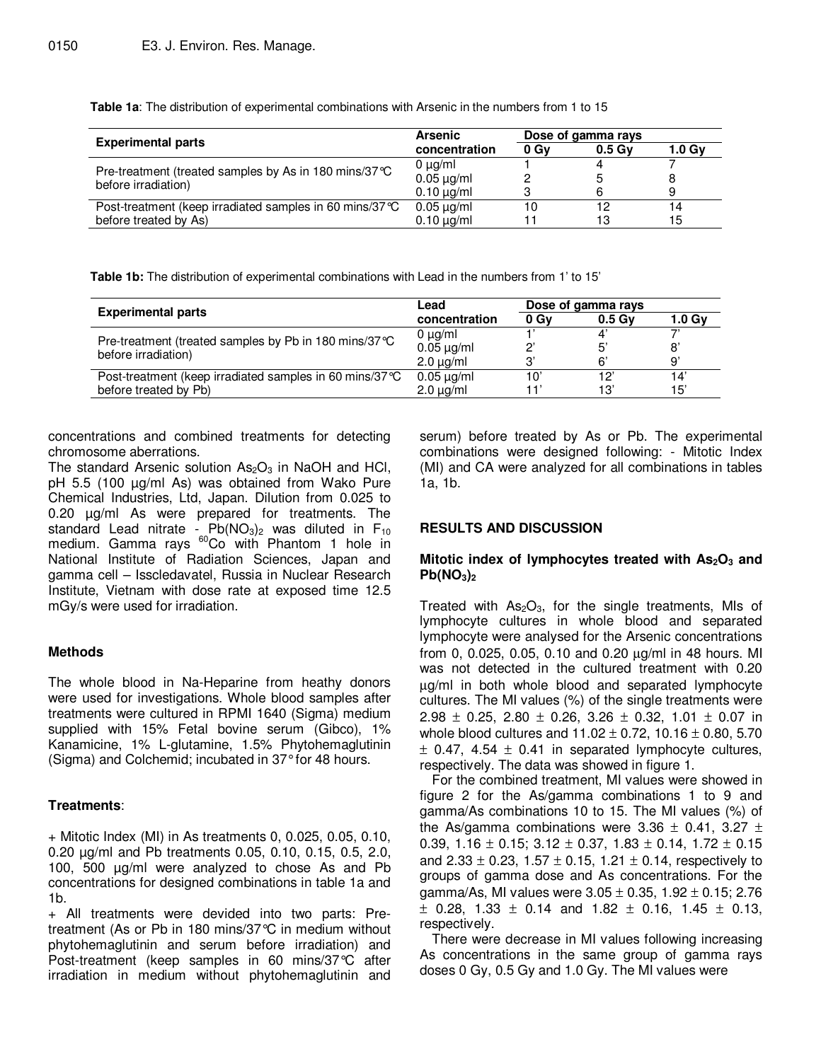**Table 1a**: The distribution of experimental combinations with Arsenic in the numbers from 1 to 15

| Experimental parts | Arsenic concentration | Dose of gamma rays | | |
|---|---|---|---|---|
| | | 0 Gy | 0.5 Gy | 1.0 Gy |
| Pre-treatment (treated samples by As in 180 mins/37℃ before irradiation) | 0 µg/ml | 1 | 4 | 7 |
| | 0.05 µg/ml | 2 | 5 | 8 |
| | 0.10 µg/ml | 3 | 6 | 9 |
| Post-treatment (keep irradiated samples in 60 mins/37℃ before treated by As) | 0.05 µg/ml | 10 | 12 | 14 |
| | 0.10 µg/ml | 11 | 13 | 15 |

**Table 1b:** The distribution of experimental combinations with Lead in the numbers from 1' to 15'

| Experimental parts | Lead concentration | Dose of gamma rays | | |
|---|---|---|---|---|
| | | 0 Gy | 0.5 Gy | 1.0 Gy |
| Pre-treatment (treated samples by Pb in 180 mins/37℃ before irradiation) | 0 µg/ml | 1' | 4' | 7' |
| | 0.05 µg/ml | 2' | 5' | 8' |
| | 2.0 µg/ml | 3' | 6' | 9' |
| Post-treatment (keep irradiated samples in 60 mins/37℃ before treated by Pb) | 0.05 µg/ml | 10' | 12' | 14' |
| | 2.0 µg/ml | 11' | 13' | 15' |

concentrations and combined treatments for detecting chromosome aberrations.

The standard Arsenic solution $As_2O_3$ in NaOH and HCl, pH 5.5 (100 µg/ml As) was obtained from Wako Pure Chemical Industries, Ltd, Japan. Dilution from 0.025 to 0.20 µg/ml As were prepared for treatments. The standard Lead nitrate - $Pb(NO_3)_2$ was diluted in $F_{10}$ medium. Gamma rays $^{60}Co$ with Phantom 1 hole in National Institute of Radiation Sciences, Japan and gamma cell – Isscledavatel, Russia in Nuclear Research Institute, Vietnam with dose rate at exposed time 12.5 mGy/s were used for irradiation.

### Methods

The whole blood in Na-Heparine from heathy donors were used for investigations. Whole blood samples after treatments were cultured in RPMI 1640 (Sigma) medium supplied with 15% Fetal bovine serum (Gibco), 1% Kanamicine, 1% L-glutamine, 1.5% Phytohemaglutinin (Sigma) and Colchemid; incubated in 37° for 48 hours.

### Treatments:

+ Mitotic Index (MI) in As treatments 0, 0.025, 0.05, 0.10, 0.20 µg/ml and Pb treatments 0.05, 0.10, 0.15, 0.5, 2.0, 100, 500 µg/ml were analyzed to chose As and Pb concentrations for designed combinations in table 1a and 1b.

+ All treatments were devided into two parts: Pre-treatment (As or Pb in 180 mins/37℃ in medium without phytohemaglutinin and serum before irradiation) and Post-treatment (keep samples in 60 mins/37℃ after irradiation in medium without phytohemaglutinin and serum) before treated by As or Pb. The experimental combinations were designed following: - Mitotic Index (MI) and CA were analyzed for all combinations in tables 1a, 1b.

## RESULTS AND DISCUSSION

### Mitotic index of lymphocytes treated with $As_2O_3$ and $Pb(NO_3)_2$

Treated with $As_2O_3$, for the single treatments, MIs of lymphocyte cultures in whole blood and separated lymphocyte were analysed for the Arsenic concentrations from 0, 0.025, 0.05, 0.10 and 0.20 µg/ml in 48 hours. MI was not detected in the cultured treatment with 0.20 µg/ml in both whole blood and separated lymphocyte cultures. The MI values (%) of the single treatments were 2.98 ± 0.25, 2.80 ± 0.26, 3.26 ± 0.32, 1.01 ± 0.07 in whole blood cultures and 11.02 ± 0.72, 10.16 ± 0.80, 5.70 ± 0.47, 4.54 ± 0.41 in separated lymphocyte cultures, respectively. The data was showed in figure 1.

For the combined treatment, MI values were showed in figure 2 for the As/gamma combinations 1 to 9 and gamma/As combinations 10 to 15. The MI values (%) of the As/gamma combinations were 3.36 ± 0.41, 3.27 ± 0.39, 1.16 ± 0.15; 3.12 ± 0.37, 1.83 ± 0.14, 1.72 ± 0.15 and 2.33 ± 0.23, 1.57 ± 0.15, 1.21 ± 0.14, respectively to groups of gamma dose and As concentrations. For the gamma/As, MI values were 3.05 ± 0.35, 1.92 ± 0.15; 2.76 ± 0.28, 1.33 ± 0.14 and 1.82 ± 0.16, 1.45 ± 0.13, respectively.

There were decrease in MI values following increasing As concentrations in the same group of gamma rays doses 0 Gy, 0.5 Gy and 1.0 Gy. The MI values were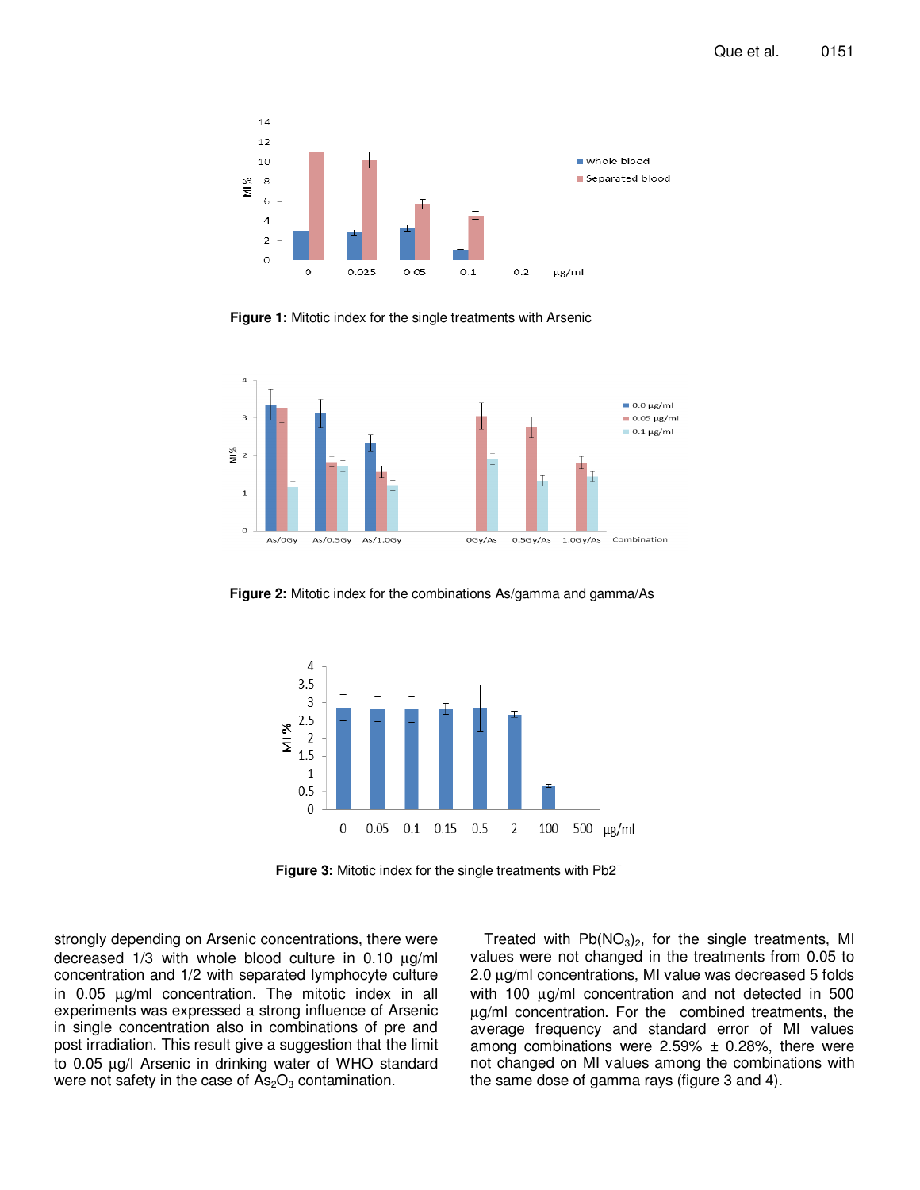MI %

14
12
10
8
6
4
2
0

0
0.025
0.05
0.1
0.2
μg/ml

whole blood
Separated blood

**Figure 1:** Mitotic index for the single treatments with Arsenic

MI %

4
3
2
1
0

As/0Gy
As/0.5Gy
As/1.0Gy
0Gy/As
0.5Gy/As
1.0Gy/As
Combination

0.0 μg/ml
0.05 μg/ml
0.1 μg/ml

**Figure 2:** Mitotic index for the combinations As/gamma and gamma/As

MI %

4
3.5
3
2.5
2
1.5
1
0.5
0

0
0.05
0.1
0.15
0.5
2
100
500
μg/ml

**Figure 3:** Mitotic index for the single treatments with $Pb2^{+}$

strongly depending on Arsenic concentrations, there were decreased 1/3 with whole blood culture in 0.10 μg/ml concentration and 1/2 with separated lymphocyte culture in 0.05 μg/ml concentration. The mitotic index in all experiments was expressed a strong influence of Arsenic in single concentration also in combinations of pre and post irradiation. This result give a suggestion that the limit to 0.05 μg/l Arsenic in drinking water of WHO standard were not safety in the case of $As_2O_3$ contamination.

Treated with $Pb(NO_3)_2$, for the single treatments, MI values were not changed in the treatments from 0.05 to 2.0 μg/ml concentrations, MI value was decreased 5 folds with 100 μg/ml concentration and not detected in 500 μg/ml concentration. For the combined treatments, the average frequency and standard error of MI values among combinations were 2.59% ± 0.28%, there were not changed on MI values among the combinations with the same dose of gamma rays (figure 3 and 4).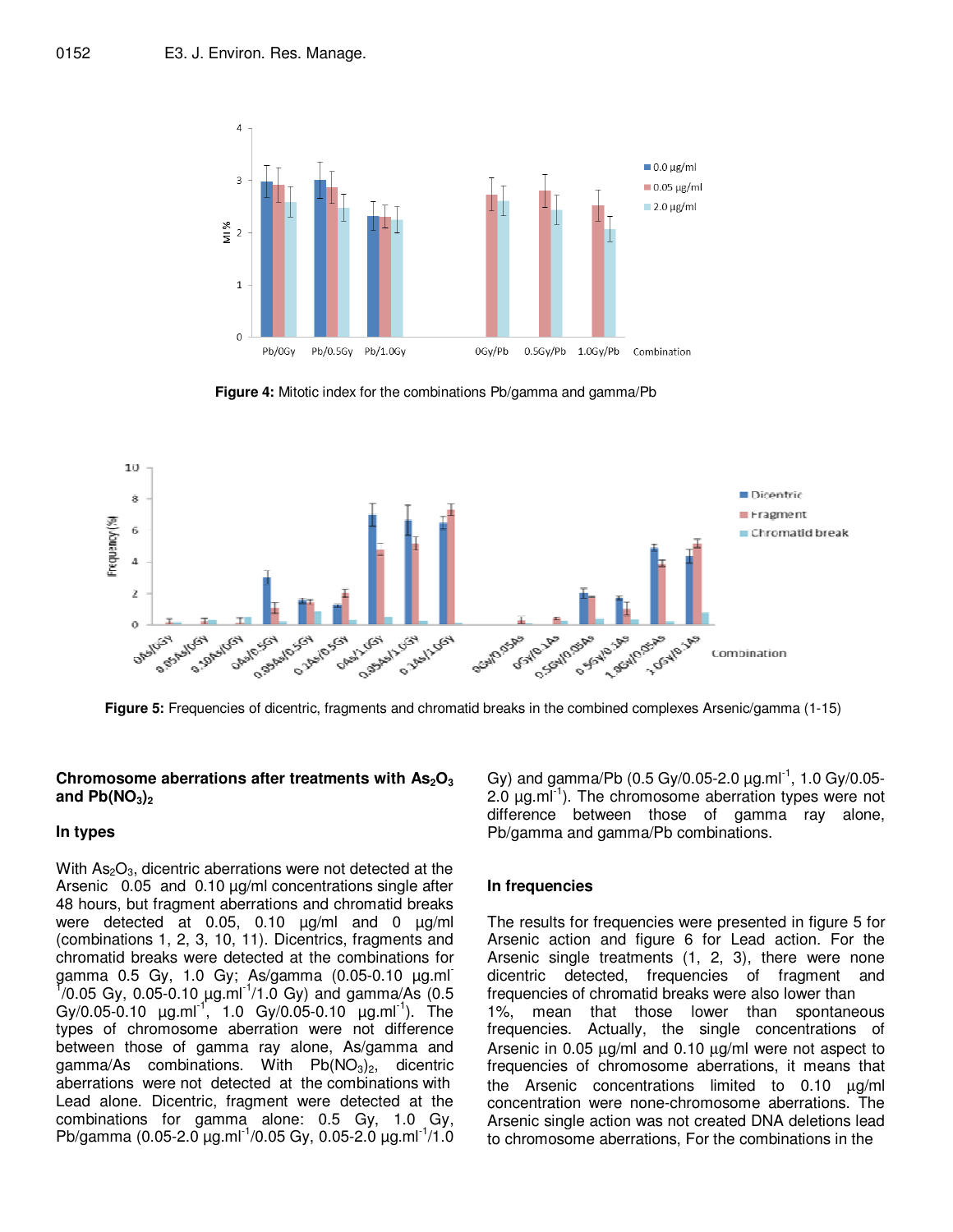4

3

2

1

0

MI %

Pb/0Gy Pb/0.5Gy Pb/1.0Gy 0Gy/Pb 0.5Gy/Pb 1.0Gy/Pb Combination

0.0 µg/ml
0.05 µg/ml
2.0 µg/ml

**Figure 4:** Mitotic index for the combinations Pb/gamma and gamma/Pb

10

8

6

4

2

0

Frequency (%)

0As/0Gy 0.05As/0Gy 0.10As/0Gy 0As/0.5Gy 0.05As/0.5Gy 0.1As/0.5Gy 0As/1.0Gy 0.05As/1.0Gy 0.1As/1.0Gy 0Gy/0.05As 0Gy/0.1As 0.5Gy/0.05As 0.5Gy/0.1As 1.0Gy/0.05As 1.0Gy/0.1As Combination

Dicentric
Fragment
Chromatid break

**Figure 5:** Frequencies of dicentric, fragments and chromatid breaks in the combined complexes Arsenic/gamma (1-15)

## Chromosome aberrations after treatments with $As_2O_3$ and $Pb(NO_3)_2$

### In types

With $As_2O_3$, dicentric aberrations were not detected at the Arsenic 0.05 and 0.10 µg/ml concentrations single after 48 hours, but fragment aberrations and chromatid breaks were detected at 0.05, 0.10 µg/ml and 0 µg/ml (combinations 1, 2, 3, 10, 11). Dicentrics, fragments and chromatid breaks were detected at the combinations for gamma 0.5 Gy, 1.0 Gy; As/gamma (0.05-0.10 $\mu g.ml^{-1}$/0.05 Gy, 0.05-0.10 $\mu g.ml^{-1}$/1.0 Gy) and gamma/As (0.5 Gy/0.05-0.10 $\mu g.ml^{-1}$, 1.0 Gy/0.05-0.10 $\mu g.ml^{-1}$). The types of chromosome aberration were not difference between those of gamma ray alone, As/gamma and gamma/As combinations. With $Pb(NO_3)_2$, dicentric aberrations were not detected at the combinations with Lead alone. Dicentric, fragment were detected at the combinations for gamma alone: 0.5 Gy, 1.0 Gy, Pb/gamma (0.05-2.0 $\mu g.ml^{-1}$/0.05 Gy, 0.05-2.0 $\mu g.ml^{-1}$/1.0 Gy) and gamma/Pb (0.5 Gy/0.05-2.0 $\mu g.ml^{-1}$, 1.0 Gy/0.05-2.0 $\mu g.ml^{-1}$). The chromosome aberration types were not difference between those of gamma ray alone, Pb/gamma and gamma/Pb combinations.

### In frequencies

The results for frequencies were presented in figure 5 for Arsenic action and figure 6 for Lead action. For the Arsenic single treatments (1, 2, 3), there were none dicentric detected, frequencies of fragment and frequencies of chromatid breaks were also lower than 1%, mean that those lower than spontaneous frequencies. Actually, the single concentrations of Arsenic in 0.05 µg/ml and 0.10 µg/ml were not aspect to frequencies of chromosome aberrations, it means that the Arsenic concentrations limited to 0.10 µg/ml concentration were none-chromosome aberrations. The Arsenic single action was not created DNA deletions lead to chromosome aberrations, For the combinations in the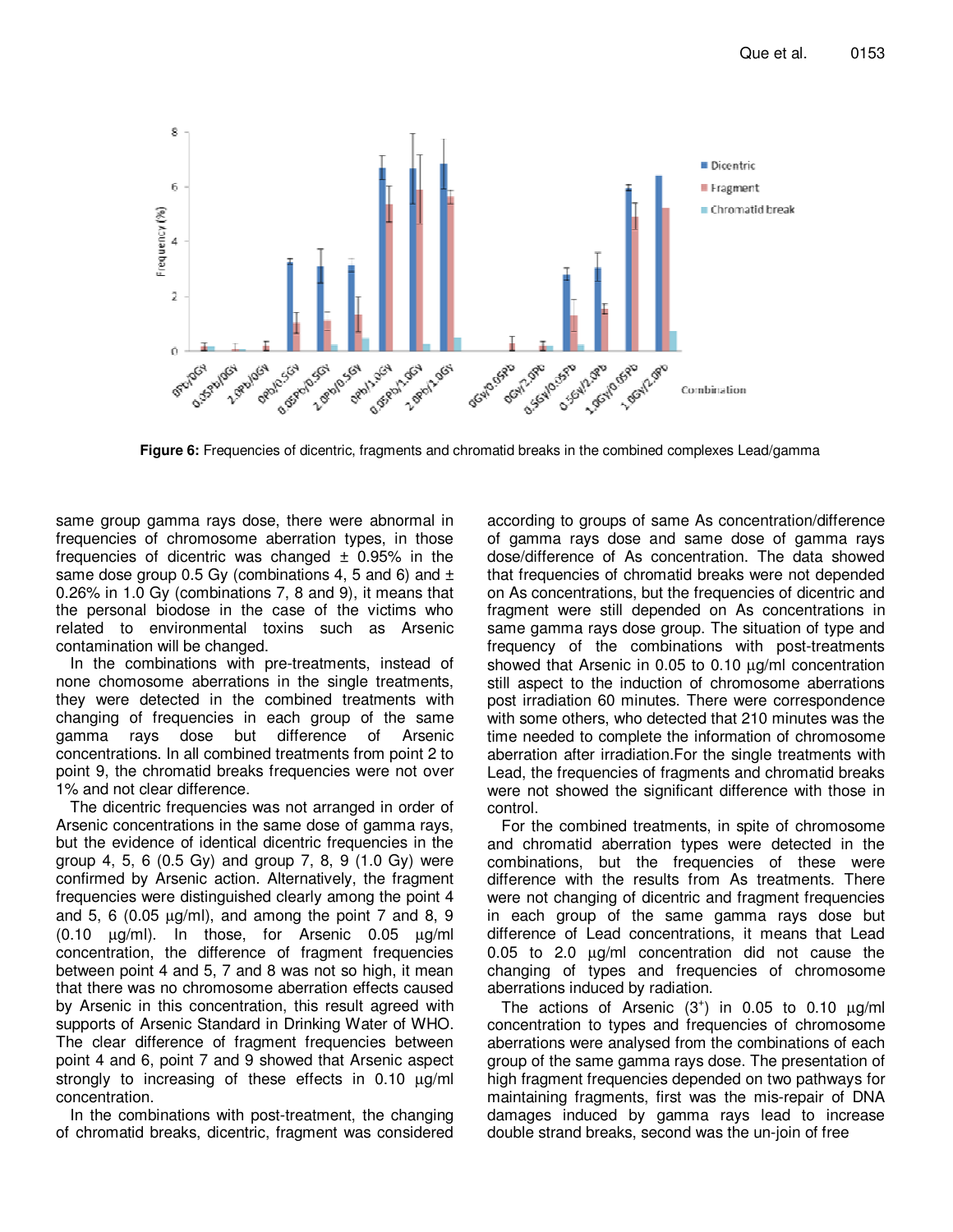8
6
4
2
0
Frequency (%)

0Pb/0Gy
0.05Pb/0Gy
2.0Pb/0Gy
0Pb/0.5Gy
0.05Pb/0.5Gy
2.0Pb/0.5Gy
0Pb/1.0Gy
0.05Pb/1.0Gy
2.0Pb/1.0Gy
0Gy/0.05Pb
0Gy/2.0Pb
0.5Gy/0.05Pb
0.5Gy/2.0Pb
1.0Gy/0.05Pb
1.0Gy/2.0Pb

Combination

Dicentric
Fragment
Chromatid break

**Figure 6:** Frequencies of dicentric, fragments and chromatid breaks in the combined complexes Lead/gamma

same group gamma rays dose, there were abnormal in frequencies of chromosome aberration types, in those frequencies of dicentric was changed ± 0.95% in the same dose group 0.5 Gy (combinations 4, 5 and 6) and ± 0.26% in 1.0 Gy (combinations 7, 8 and 9), it means that the personal biodose in the case of the victims who related to environmental toxins such as Arsenic contamination will be changed.

In the combinations with pre-treatments, instead of none chomosome aberrations in the single treatments, they were detected in the combined treatments with changing of frequencies in each group of the same gamma rays dose but difference of Arsenic concentrations. In all combined treatments from point 2 to point 9, the chromatid breaks frequencies were not over 1% and not clear difference.

The dicentric frequencies was not arranged in order of Arsenic concentrations in the same dose of gamma rays, but the evidence of identical dicentric frequencies in the group 4, 5, 6 (0.5 Gy) and group 7, 8, 9 (1.0 Gy) were confirmed by Arsenic action. Alternatively, the fragment frequencies were distinguished clearly among the point 4 and 5, 6 (0.05 µg/ml), and among the point 7 and 8, 9 (0.10 µg/ml). In those, for Arsenic 0.05 µg/ml concentration, the difference of fragment frequencies between point 4 and 5, 7 and 8 was not so high, it mean that there was no chromosome aberration effects caused by Arsenic in this concentration, this result agreed with supports of Arsenic Standard in Drinking Water of WHO. The clear difference of fragment frequencies between point 4 and 6, point 7 and 9 showed that Arsenic aspect strongly to increasing of these effects in 0.10 µg/ml concentration.

In the combinations with post-treatment, the changing of chromatid breaks, dicentric, fragment was considered according to groups of same As concentration/difference of gamma rays dose and same dose of gamma rays dose/difference of As concentration. The data showed that frequencies of chromatid breaks were not depended on As concentrations, but the frequencies of dicentric and fragment were still depended on As concentrations in same gamma rays dose group. The situation of type and frequency of the combinations with post-treatments showed that Arsenic in 0.05 to 0.10 µg/ml concentration still aspect to the induction of chromosome aberrations post irradiation 60 minutes. There were correspondence with some others, who detected that 210 minutes was the time needed to complete the information of chromosome aberration after irradiation.For the single treatments with Lead, the frequencies of fragments and chromatid breaks were not showed the significant difference with those in control.

For the combined treatments, in spite of chromosome and chromatid aberration types were detected in the combinations, but the frequencies of these were difference with the results from As treatments. There were not changing of dicentric and fragment frequencies in each group of the same gamma rays dose but difference of Lead concentrations, it means that Lead 0.05 to 2.0 µg/ml concentration did not cause the changing of types and frequencies of chromosome aberrations induced by radiation.

The actions of Arsenic ($3^{+}$) in 0.05 to 0.10 µg/ml concentration to types and frequencies of chromosome aberrations were analysed from the combinations of each group of the same gamma rays dose. The presentation of high fragment frequencies depended on two pathways for maintaining fragments, first was the mis-repair of DNA damages induced by gamma rays lead to increase double strand breaks, second was the un-join of free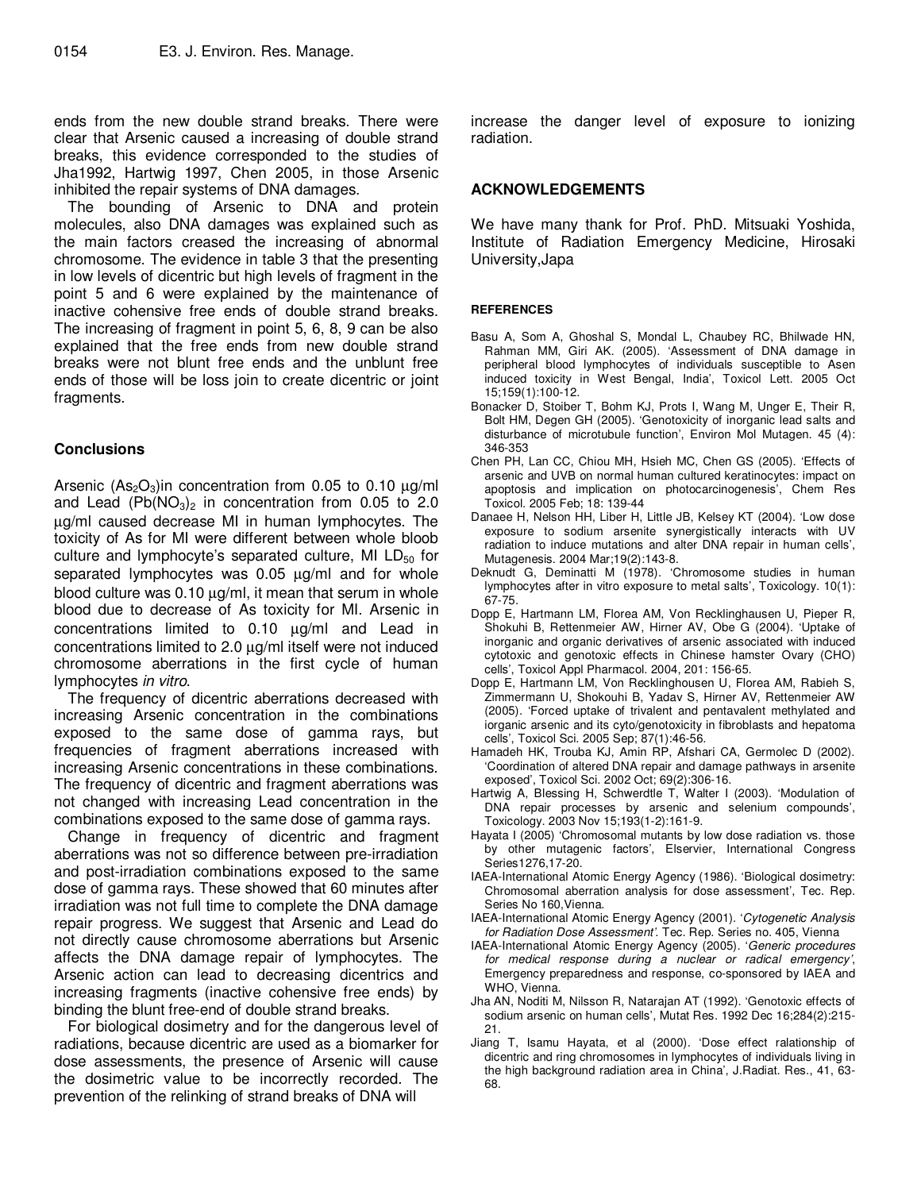ends from the new double strand breaks. There were clear that Arsenic caused a increasing of double strand breaks, this evidence corresponded to the studies of Jha1992, Hartwig 1997, Chen 2005, in those Arsenic inhibited the repair systems of DNA damages.

The bounding of Arsenic to DNA and protein molecules, also DNA damages was explained such as the main factors creased the increasing of abnormal chromosome. The evidence in table 3 that the presenting in low levels of dicentric but high levels of fragment in the point 5 and 6 were explained by the maintenance of inactive cohensive free ends of double strand breaks. The increasing of fragment in point 5, 6, 8, 9 can be also explained that the free ends from new double strand breaks were not blunt free ends and the unblunt free ends of those will be loss join to create dicentric or joint fragments.

## Conclusions

Arsenic ($As_2O_3$)in concentration from 0.05 to 0.10 μg/ml and Lead ($Pb(NO_3)_2$ in concentration from 0.05 to 2.0 μg/ml caused decrease MI in human lymphocytes. The toxicity of As for MI were different between whole bloob culture and lymphocyte's separated culture, MI $LD_{50}$ for separated lymphocytes was 0.05 μg/ml and for whole blood culture was 0.10 μg/ml, it mean that serum in whole blood due to decrease of As toxicity for MI. Arsenic in concentrations limited to 0.10 μg/ml and Lead in concentrations limited to 2.0 μg/ml itself were not induced chromosome aberrations in the first cycle of human lymphocytes *in vitro*.

The frequency of dicentric aberrations decreased with increasing Arsenic concentration in the combinations exposed to the same dose of gamma rays, but frequencies of fragment aberrations increased with increasing Arsenic concentrations in these combinations. The frequency of dicentric and fragment aberrations was not changed with increasing Lead concentration in the combinations exposed to the same dose of gamma rays.

Change in frequency of dicentric and fragment aberrations was not so difference between pre-irradiation and post-irradiation combinations exposed to the same dose of gamma rays. These showed that 60 minutes after irradiation was not full time to complete the DNA damage repair progress. We suggest that Arsenic and Lead do not directly cause chromosome aberrations but Arsenic affects the DNA damage repair of lymphocytes. The Arsenic action can lead to decreasing dicentrics and increasing fragments (inactive cohensive free ends) by binding the blunt free-end of double strand breaks.

For biological dosimetry and for the dangerous level of radiations, because dicentric are used as a biomarker for dose assessments, the presence of Arsenic will cause the dosimetric value to be incorrectly recorded. The prevention of the relinking of strand breaks of DNA will increase the danger level of exposure to ionizing radiation.

## ACKNOWLEDGEMENTS

We have many thank for Prof. PhD. Mitsuaki Yoshida, Institute of Radiation Emergency Medicine, Hirosaki University,Japa

## REFERENCES

Basu A, Som A, Ghoshal S, Mondal L, Chaubey RC, Bhilwade HN, Rahman MM, Giri AK. (2005). 'Assessment of DNA damage in peripheral blood lymphocytes of individuals susceptible to Asen induced toxicity in West Bengal, India', Toxicol Lett. 2005 Oct 15;159(1):100-12.

Bonacker D, Stoiber T, Bohm KJ, Prots I, Wang M, Unger E, Their R, Bolt HM, Degen GH (2005). 'Genotoxicity of inorganic lead salts and disturbance of microtubule function', Environ Mol Mutagen. 45 (4): 346-353

Chen PH, Lan CC, Chiou MH, Hsieh MC, Chen GS (2005). 'Effects of arsenic and UVB on normal human cultured keratinocytes: impact on apoptosis and implication on photocarcinogenesis', Chem Res Toxicol. 2005 Feb; 18: 139-44

Danaee H, Nelson HH, Liber H, Little JB, Kelsey KT (2004). 'Low dose exposure to sodium arsenite synergistically interacts with UV radiation to induce mutations and alter DNA repair in human cells', Mutagenesis. 2004 Mar;19(2):143-8.

Deknudt G, Deminatti M (1978). 'Chromosome studies in human lymphocytes after in vitro exposure to metal salts', Toxicology. 10(1): 67-75.

Dopp E, Hartmann LM, Florea AM, Von Recklinghausen U, Pieper R, Shokuhi B, Rettenmeier AW, Hirner AV, Obe G (2004). 'Uptake of inorganic and organic derivatives of arsenic associated with induced cytotoxic and genotoxic effects in Chinese hamster Ovary (CHO) cells', Toxicol Appl Pharmacol. 2004, 201: 156-65.

Dopp E, Hartmann LM, Von Recklinghousen U, Florea AM, Rabieh S, Zimmermann U, Shokouhi B, Yadav S, Hirner AV, Rettenmeier AW (2005). 'Forced uptake of trivalent and pentavalent methylated and iorganic arsenic and its cyto/genotoxicity in fibroblasts and hepatoma cells', Toxicol Sci. 2005 Sep; 87(1):46-56.

Hamadeh HK, Trouba KJ, Amin RP, Afshari CA, Germolec D (2002). 'Coordination of altered DNA repair and damage pathways in arsenite exposed', Toxicol Sci. 2002 Oct; 69(2):306-16.

Hartwig A, Blessing H, Schwerdtle T, Walter I (2003). 'Modulation of DNA repair processes by arsenic and selenium compounds', Toxicology. 2003 Nov 15;193(1-2):161-9.

Hayata I (2005) 'Chromosomal mutants by low dose radiation vs. those by other mutagenic factors', Elsevier, International Congress Series1276,17-20.

IAEA-International Atomic Energy Agency (1986). 'Biological dosimetry: Chromosomal aberration analysis for dose assessment', Tec. Rep. Series No 160,Vienna.

IAEA-International Atomic Energy Agency (2001). '*Cytogenetic Analysis for Radiation Dose Assessment'*. Tec. Rep. Series no. 405, Vienna

IAEA-International Atomic Energy Agency (2005). '*Generic procedures for medical response during a nuclear or radical emergency'*, Emergency preparedness and response, co-sponsored by IAEA and WHO, Vienna.

Jha AN, Noditi M, Nilsson R, Natarajan AT (1992). 'Genotoxic effects of sodium arsenic on human cells', Mutat Res. 1992 Dec 16;284(2):215-21.

Jiang T, Isamu Hayata, et al (2000). 'Dose effect ralationship of dicentric and ring chromosomes in lymphocytes of individuals living in the high background radiation area in China', J.Radiat. Res., 41, 63-68.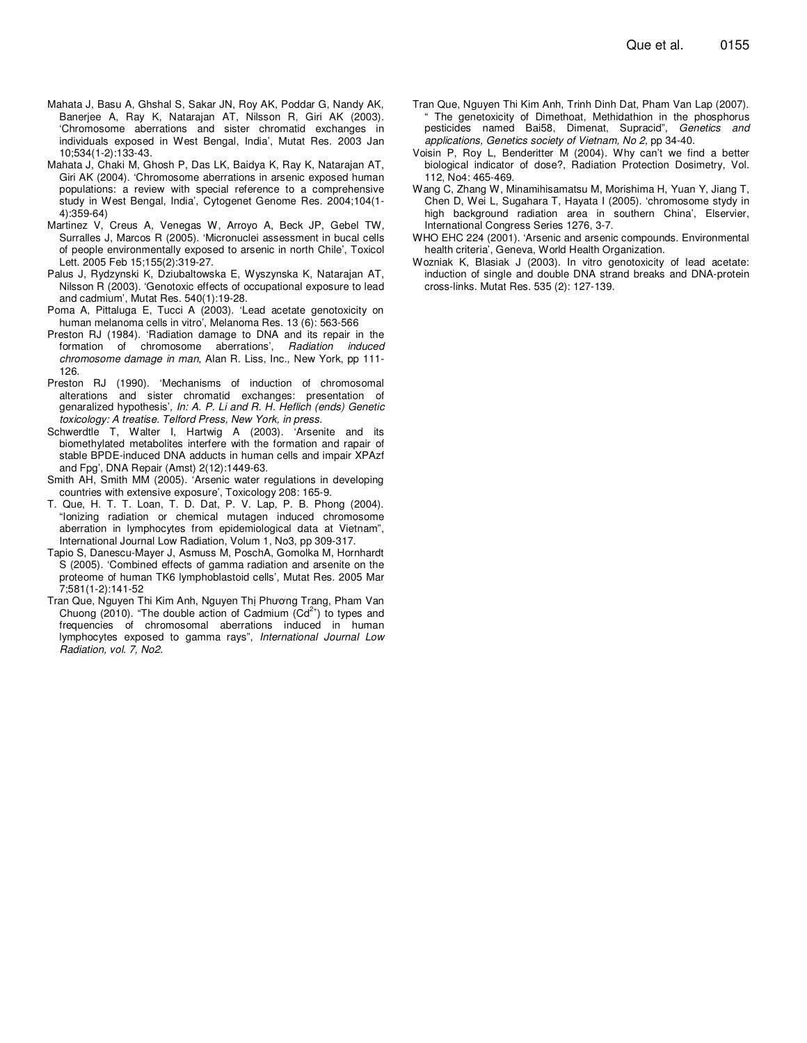Mahata J, Basu A, Ghshal S, Sakar JN, Roy AK, Poddar G, Nandy AK, Banerjee A, Ray K, Natarajan AT, Nilsson R, Giri AK (2003). 'Chromosome aberrations and sister chromatid exchanges in individuals exposed in West Bengal, India', Mutat Res. 2003 Jan 10;534(1-2):133-43.

Mahata J, Chaki M, Ghosh P, Das LK, Baidya K, Ray K, Natarajan AT, Giri AK (2004). 'Chromosome aberrations in arsenic exposed human populations: a review with special reference to a comprehensive study in West Bengal, India', Cytogenet Genome Res. 2004;104(1-4):359-64)

Martinez V, Creus A, Venegas W, Arroyo A, Beck JP, Gebel TW, Surralles J, Marcos R (2005). 'Micronuclei assessment in bucal cells of people environmentally exposed to arsenic in north Chile', Toxicol Lett. 2005 Feb 15;155(2):319-27.

Palus J, Rydzynski K, Dziubaltowska E, Wyszynska K, Natarajan AT, Nilsson R (2003). 'Genotoxic effects of occupational exposure to lead and cadmium', Mutat Res. 540(1):19-28.

Poma A, Pittaluga E, Tucci A (2003). 'Lead acetate genotoxicity on human melanoma cells in vitro', Melanoma Res. 13 (6): 563-566

Preston RJ (1984). 'Radiation damage to DNA and its repair in the formation of chromosome aberrations', *Radiation induced chromosome damage in man*, Alan R. Liss, Inc., New York, pp 111-126.

Preston RJ (1990). 'Mechanisms of induction of chromosomal alterations and sister chromatid exchanges: presentation of genaralized hypothesis', *In: A. P. Li and R. H. Heflich (ends) Genetic toxicology: A treatise. Telford Press, New York, in press.*

Schwerdtle T, Walter I, Hartwig A (2003). 'Arsenite and its biomethylated metabolites interfere with the formation and repair of stable BPDE-induced DNA adducts in human cells and impair XPAzf and Fpg', DNA Repair (Amst) 2(12):1449-63.

Smith AH, Smith MM (2005). 'Arsenic water regulations in developing countries with extensive exposure', Toxicology 208: 165-9.

T. Que, H. T. T. Loan, T. D. Dat, P. V. Lap, P. B. Phong (2004). "Ionizing radiation or chemical mutagen induced chromosome aberration in lymphocytes from epidemiological data at Vietnam", International Journal Low Radiation, Volum 1, No3, pp 309-317.

Tapio S, Danescu-Mayer J, Asmuss M, PoschA, Gomolka M, Hornhardt S (2005). 'Combined effects of gamma radiation and arsenite on the proteome of human TK6 lymphoblastoid cells', Mutat Res. 2005 Mar 7;581(1-2):141-52

Tran Que, Nguyen Thi Kim Anh, Nguyen Thị Phương Trang, Pham Van Chuong (2010). "The double action of Cadmium ($Cd^{2+}$) to types and frequencies of chromosomal aberrations induced in human lymphocytes exposed to gamma rays", *International Journal Low Radiation, vol. 7, No2*.

Tran Que, Nguyen Thi Kim Anh, Trinh Dinh Dat, Pham Van Lap (2007). " The genetoxicity of Dimethoat, Methidathion in the phosphorus pesticides named Bai58, Dimenat, Supracid"*, Genetics and applications, Genetics society of Vietnam, No 2*, pp 34-40.

Voisin P, Roy L, Benderitter M (2004). Why can't we find a better biological indicator of dose?, Radiation Protection Dosimetry, Vol. 112, No4: 465-469.

Wang C, Zhang W, Minamihisamatsu M, Morishima H, Yuan Y, Jiang T, Chen D, Wei L, Sugahara T, Hayata I (2005). 'chromosome stydy in high background radiation area in southern China', Elservier, International Congress Series 1276, 3-7.

WHO EHC 224 (2001). 'Arsenic and arsenic compounds. Environmental health criteria', Geneva, World Health Organization.

Wozniak K, Blasiak J (2003). In vitro genotoxicity of lead acetate: induction of single and double DNA strand breaks and DNA-protein cross-links. Mutat Res. 535 (2): 127-139.